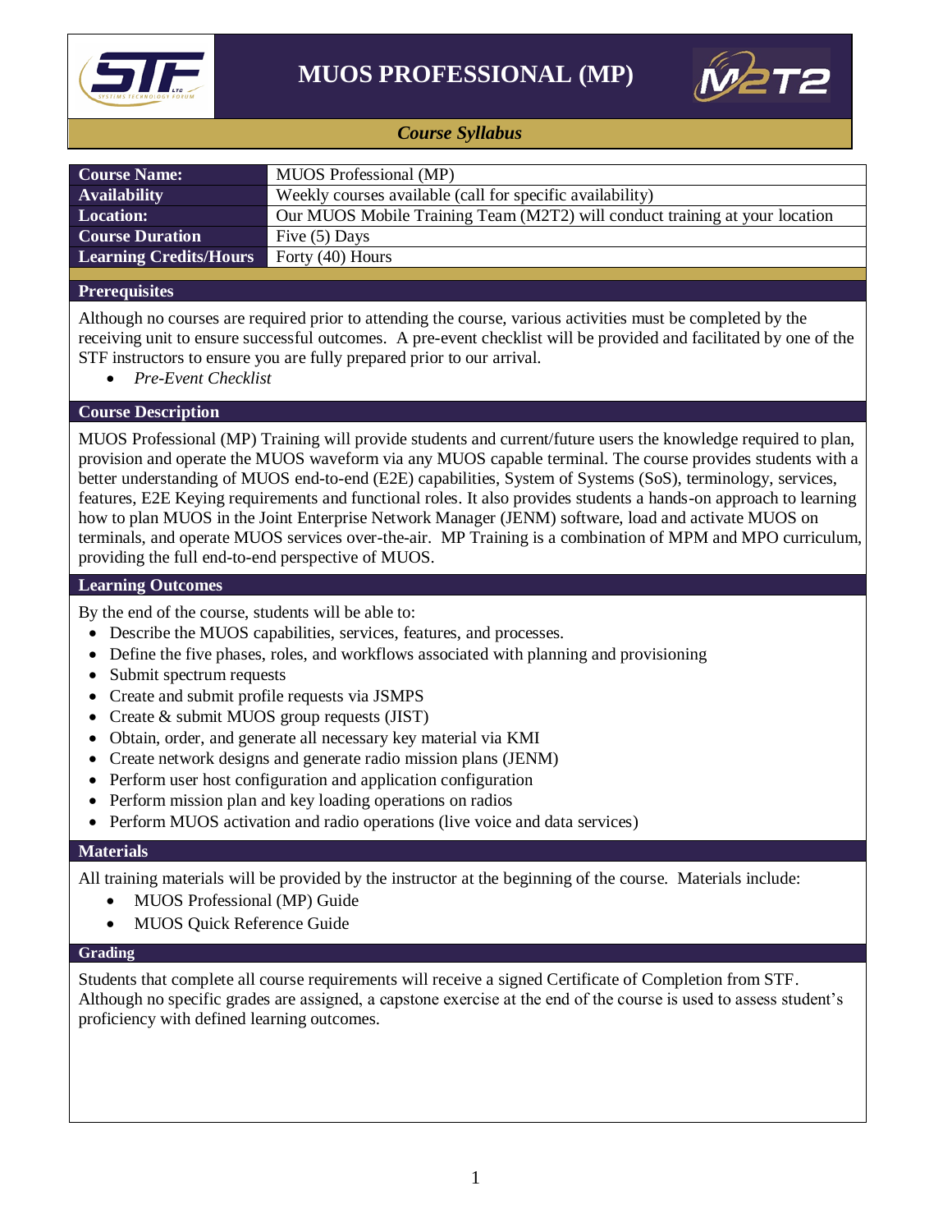# MUOS PROFESSIONAL (MP)

***Course Syllabus***

| **Course Name:** | MUOS Professional (MP) |
|---|---|
| **Availability** | Weekly courses available (call for specific availability) |
| **Location:** | Our MUOS Mobile Training Team (M2T2) will conduct training at your location |
| **Course Duration** | Five (5) Days |
| **Learning Credits/Hours** | Forty (40) Hours |

## Prerequisites

Although no courses are required prior to attending the course, various activities must be completed by the receiving unit to ensure successful outcomes. A pre-event checklist will be provided and facilitated by one of the STF instructors to ensure you are fully prepared prior to our arrival.

- *Pre-Event Checklist*

## Course Description

MUOS Professional (MP) Training will provide students and current/future users the knowledge required to plan, provision and operate the MUOS waveform via any MUOS capable terminal. The course provides students with a better understanding of MUOS end-to-end (E2E) capabilities, System of Systems (SoS), terminology, services, features, E2E Keying requirements and functional roles. It also provides students a hands-on approach to learning how to plan MUOS in the Joint Enterprise Network Manager (JENM) software, load and activate MUOS on terminals, and operate MUOS services over-the-air. MP Training is a combination of MPM and MPO curriculum, providing the full end-to-end perspective of MUOS.

## Learning Outcomes

By the end of the course, students will be able to:

- Describe the MUOS capabilities, services, features, and processes.
- Define the five phases, roles, and workflows associated with planning and provisioning
- Submit spectrum requests
- Create and submit profile requests via JSMPS
- Create & submit MUOS group requests (JIST)
- Obtain, order, and generate all necessary key material via KMI
- Create network designs and generate radio mission plans (JENM)
- Perform user host configuration and application configuration
- Perform mission plan and key loading operations on radios
- Perform MUOS activation and radio operations (live voice and data services)

## Materials

All training materials will be provided by the instructor at the beginning of the course. Materials include:

- MUOS Professional (MP) Guide
- MUOS Quick Reference Guide

## Grading

Students that complete all course requirements will receive a signed Certificate of Completion from STF. Although no specific grades are assigned, a capstone exercise at the end of the course is used to assess student's proficiency with defined learning outcomes.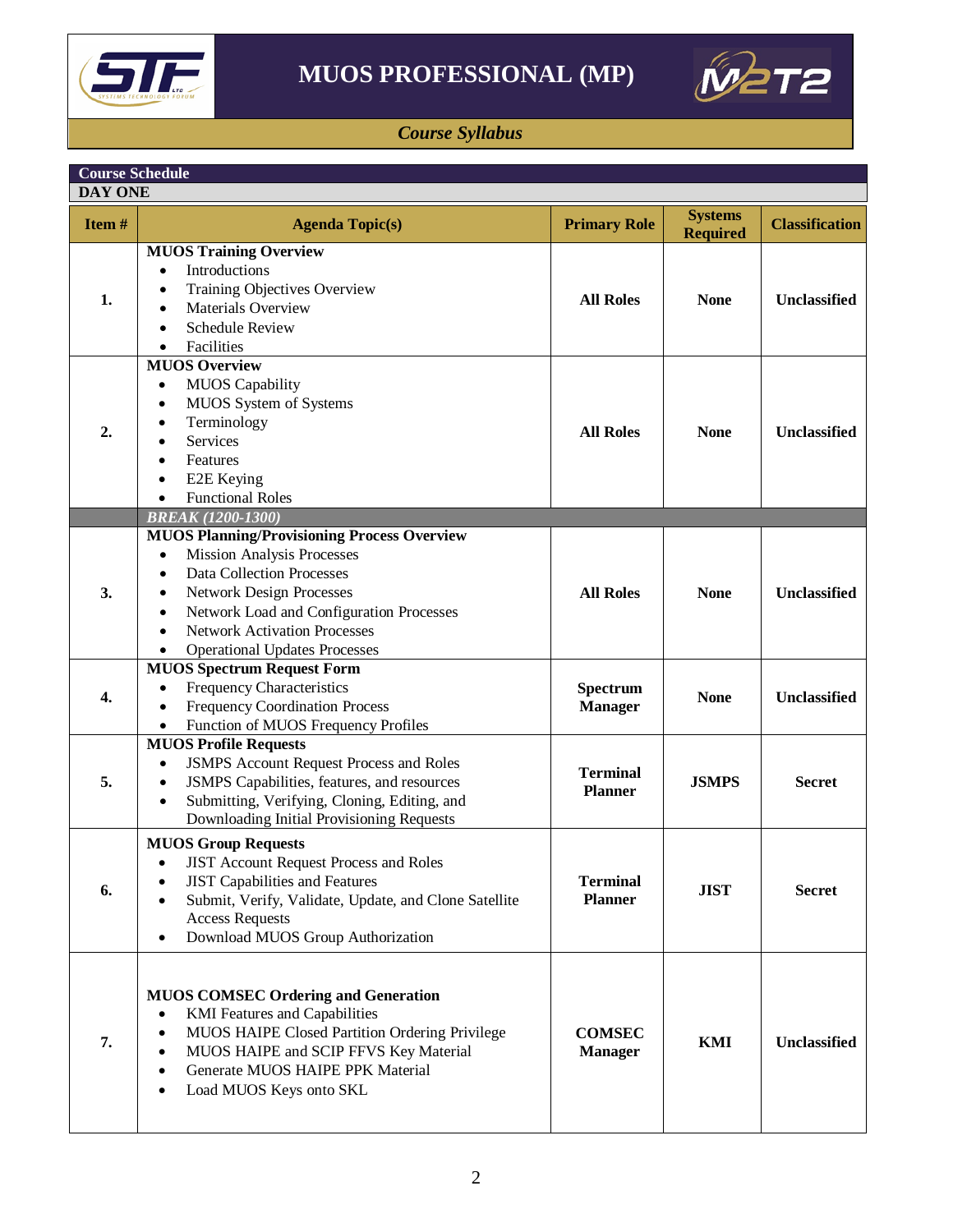# MUOS PROFESSIONAL (MP)

*Course Syllabus*

**Course Schedule**

**DAY ONE**

| Item # | Agenda Topic(s) | Primary Role | Systems Required | Classification |
|---|---|---|---|---|
| **1.** | **MUOS Training Overview**<br>• Introductions<br>• Training Objectives Overview<br>• Materials Overview<br>• Schedule Review<br>• Facilities | **All Roles** | **None** | **Unclassified** |
| **2.** | **MUOS Overview**<br>• MUOS Capability<br>• MUOS System of Systems<br>• Terminology<br>• Services<br>• Features<br>• E2E Keying<br>• Functional Roles | **All Roles** | **None** | **Unclassified** |
| | ***BREAK (1200-1300)*** | | | |
| **3.** | **MUOS Planning/Provisioning Process Overview**<br>• Mission Analysis Processes<br>• Data Collection Processes<br>• Network Design Processes<br>• Network Load and Configuration Processes<br>• Network Activation Processes<br>• Operational Updates Processes | **All Roles** | **None** | **Unclassified** |
| **4.** | **MUOS Spectrum Request Form**<br>• Frequency Characteristics<br>• Frequency Coordination Process<br>• Function of MUOS Frequency Profiles | **Spectrum Manager** | **None** | **Unclassified** |
| **5.** | **MUOS Profile Requests**<br>• JSMPS Account Request Process and Roles<br>• JSMPS Capabilities, features, and resources<br>• Submitting, Verifying, Cloning, Editing, and Downloading Initial Provisioning Requests | **Terminal Planner** | **JSMPS** | **Secret** |
| **6.** | **MUOS Group Requests**<br>• JIST Account Request Process and Roles<br>• JIST Capabilities and Features<br>• Submit, Verify, Validate, Update, and Clone Satellite Access Requests<br>• Download MUOS Group Authorization | **Terminal Planner** | **JIST** | **Secret** |
| **7.** | **MUOS COMSEC Ordering and Generation**<br>• KMI Features and Capabilities<br>• MUOS HAIPE Closed Partition Ordering Privilege<br>• MUOS HAIPE and SCIP FFVS Key Material<br>• Generate MUOS HAIPE PPK Material<br>• Load MUOS Keys onto SKL | **COMSEC Manager** | **KMI** | **Unclassified** |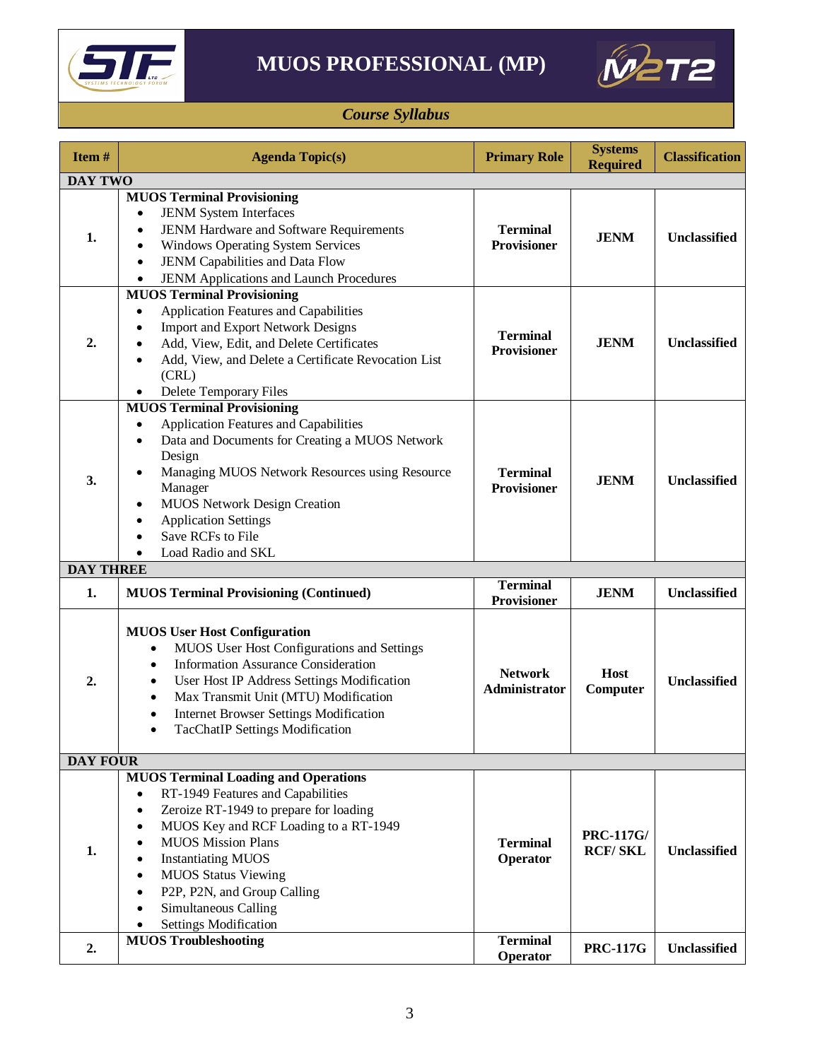# MUOS PROFESSIONAL (MP)

*Course Syllabus*

| Item # | Agenda Topic(s) | Primary Role | Systems Required | Classification |
|---|---|---|---|---|
| **DAY TWO** | | | | |
| **1.** | **MUOS Terminal Provisioning**<br>• JENM System Interfaces<br>• JENM Hardware and Software Requirements<br>• Windows Operating System Services<br>• JENM Capabilities and Data Flow<br>• JENM Applications and Launch Procedures | **Terminal Provisioner** | **JENM** | **Unclassified** |
| **2.** | **MUOS Terminal Provisioning**<br>• Application Features and Capabilities<br>• Import and Export Network Designs<br>• Add, View, Edit, and Delete Certificates<br>• Add, View, and Delete a Certificate Revocation List (CRL)<br>• Delete Temporary Files | **Terminal Provisioner** | **JENM** | **Unclassified** |
| **3.** | **MUOS Terminal Provisioning**<br>• Application Features and Capabilities<br>• Data and Documents for Creating a MUOS Network Design<br>• Managing MUOS Network Resources using Resource Manager<br>• MUOS Network Design Creation<br>• Application Settings<br>• Save RCFs to File<br>• Load Radio and SKL | **Terminal Provisioner** | **JENM** | **Unclassified** |
| **DAY THREE** | | | | |
| **1.** | **MUOS Terminal Provisioning (Continued)** | **Terminal Provisioner** | **JENM** | **Unclassified** |
| **2.** | **MUOS User Host Configuration**<br>• MUOS User Host Configurations and Settings<br>• Information Assurance Consideration<br>• User Host IP Address Settings Modification<br>• Max Transmit Unit (MTU) Modification<br>• Internet Browser Settings Modification<br>• TacChatIP Settings Modification | **Network Administrator** | **Host Computer** | **Unclassified** |
| **DAY FOUR** | | | | |
| **1.** | **MUOS Terminal Loading and Operations**<br>• RT-1949 Features and Capabilities<br>• Zeroize RT-1949 to prepare for loading<br>• MUOS Key and RCF Loading to a RT-1949<br>• MUOS Mission Plans<br>• Instantiating MUOS<br>• MUOS Status Viewing<br>• P2P, P2N, and Group Calling<br>• Simultaneous Calling<br>• Settings Modification | **Terminal Operator** | **PRC-117G/ RCF/ SKL** | **Unclassified** |
| **2.** | **MUOS Troubleshooting** | **Terminal Operator** | **PRC-117G** | **Unclassified** |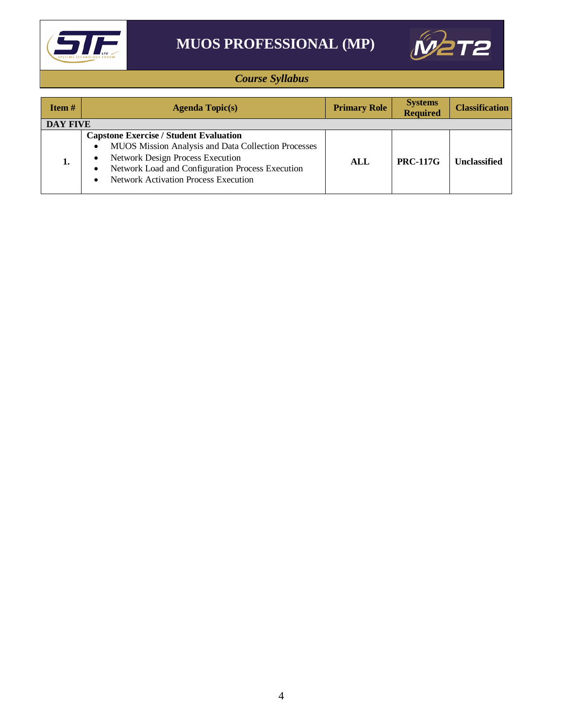# MUOS PROFESSIONAL (MP)

## *Course Syllabus*

| Item # | Agenda Topic(s) | Primary Role | Systems Required | Classification |
|---|---|---|---|---|
| **DAY FIVE** | | | | |
| **1.** | **Capstone Exercise / Student Evaluation**<br>• MUOS Mission Analysis and Data Collection Processes<br>• Network Design Process Execution<br>• Network Load and Configuration Process Execution<br>• Network Activation Process Execution | **ALL** | **PRC-117G** | **Unclassified** |